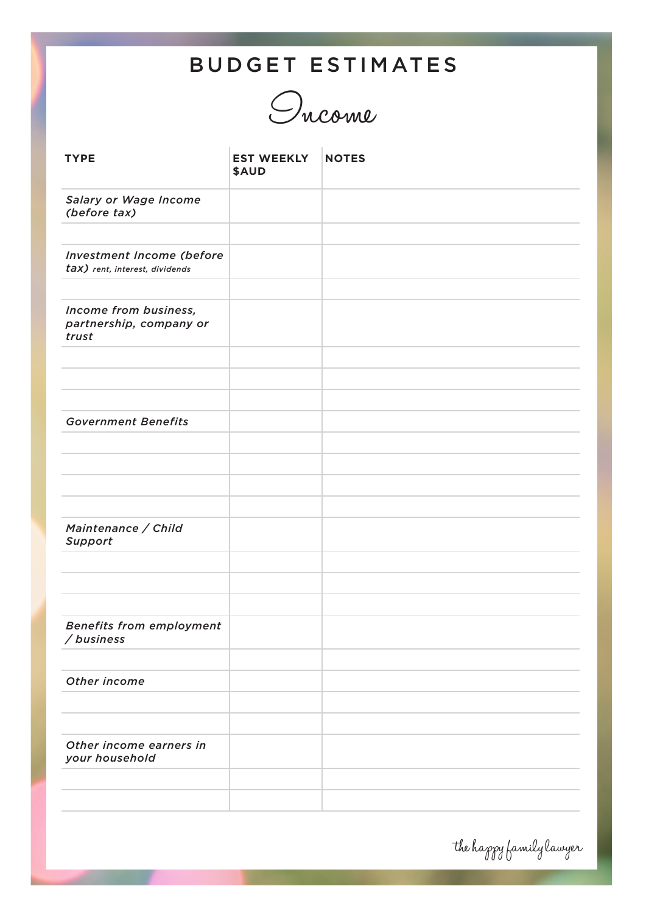# BUDGET ESTIMATES

## Income

| TYPE | EST WEEKLY $AUD | NOTES |
|---|---|---|
| *Salary or Wage Income (before tax)* | | |
| | | |
| *Investment Income (before tax) rent, interest, dividends* | | |
| | | |
| *Income from business, partnership, company or trust* | | |
| | | |
| | | |
| | | |
| *Government Benefits* | | |
| | | |
| | | |
| | | |
| | | |
| *Maintenance / Child Support* | | |
| | | |
| | | |
| | | |
| *Benefits from employment / business* | | |
| | | |
| *Other income* | | |
| | | |
| | | |
| *Other income earners in your household* | | |
| | | |
| | | |

the happy family lawyer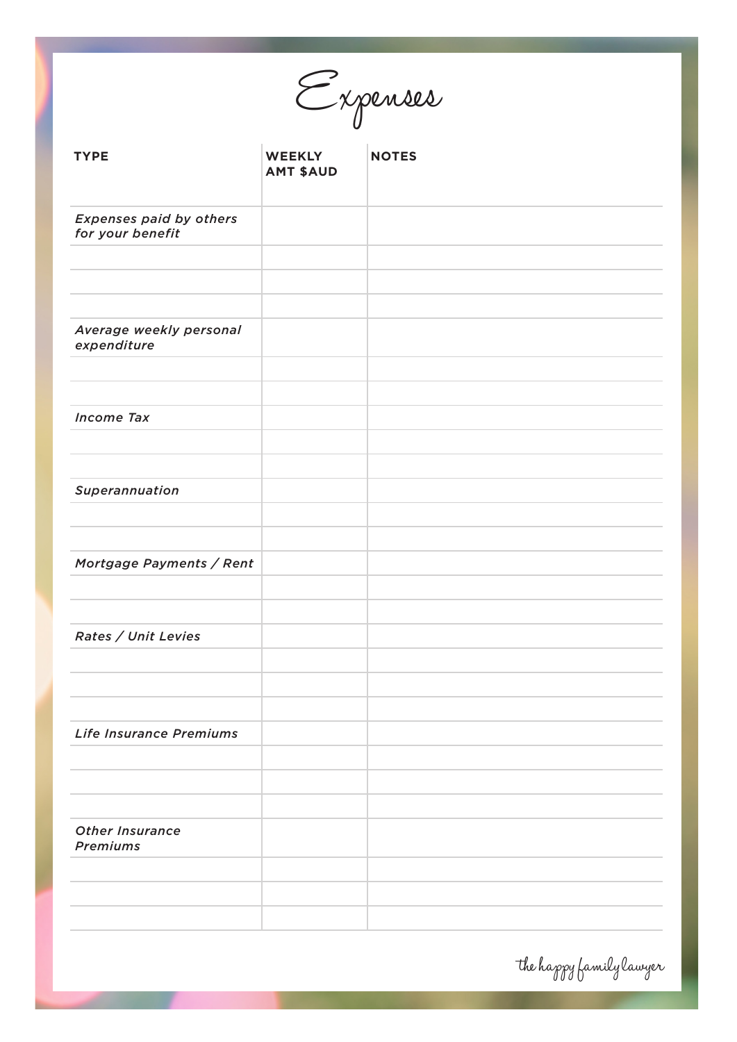# Expenses

| TYPE | WEEKLY AMT $AUD | NOTES |
|---|---|---|
| *Expenses paid by others for your benefit* | | |
| | | |
| | | |
| | | |
| *Average weekly personal expenditure* | | |
| | | |
| | | |
| *Income Tax* | | |
| | | |
| | | |
| *Superannuation* | | |
| | | |
| | | |
| *Mortgage Payments / Rent* | | |
| | | |
| | | |
| *Rates / Unit Levies* | | |
| | | |
| | | |
| | | |
| *Life Insurance Premiums* | | |
| | | |
| | | |
| | | |
| *Other Insurance Premiums* | | |
| | | |
| | | |
| | | |

the happy family lawyer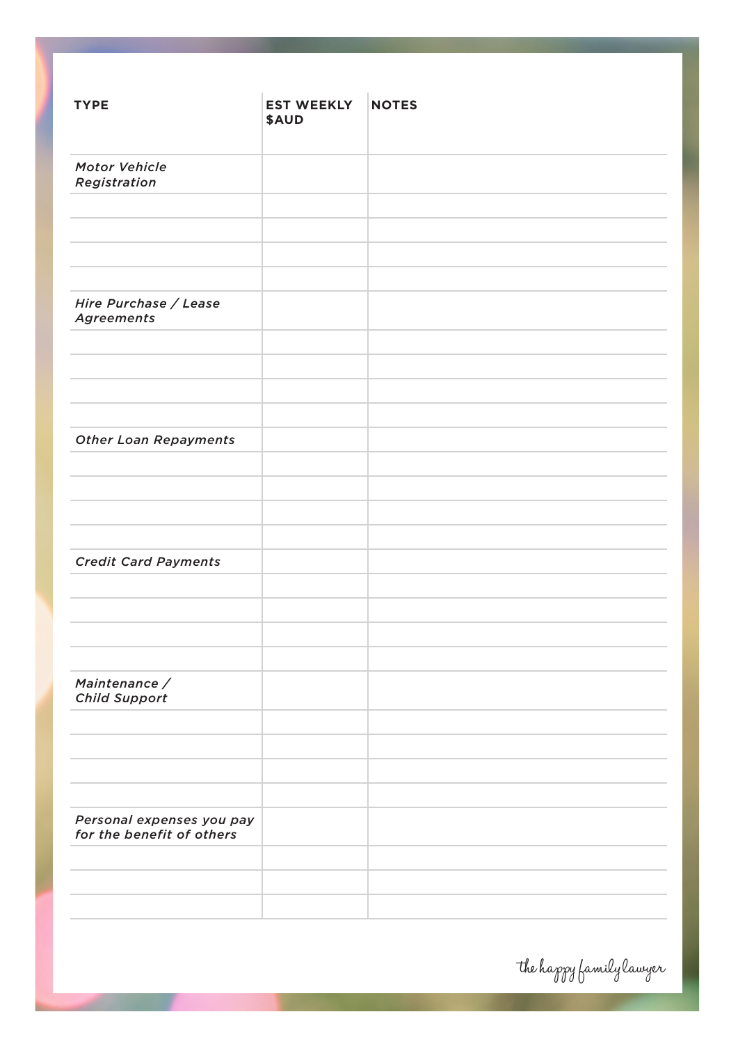| TYPE | EST WEEKLY $AUD | NOTES |
|---|---|---|
| *Motor Vehicle Registration* | | |
| | | |
| | | |
| | | |
| | | |
| *Hire Purchase / Lease Agreements* | | |
| | | |
| | | |
| | | |
| | | |
| *Other Loan Repayments* | | |
| | | |
| | | |
| | | |
| | | |
| *Credit Card Payments* | | |
| | | |
| | | |
| | | |
| | | |
| *Maintenance / Child Support* | | |
| | | |
| | | |
| | | |
| | | |
| *Personal expenses you pay for the benefit of others* | | |
| | | |
| | | |
| | | |

the happy family lawyer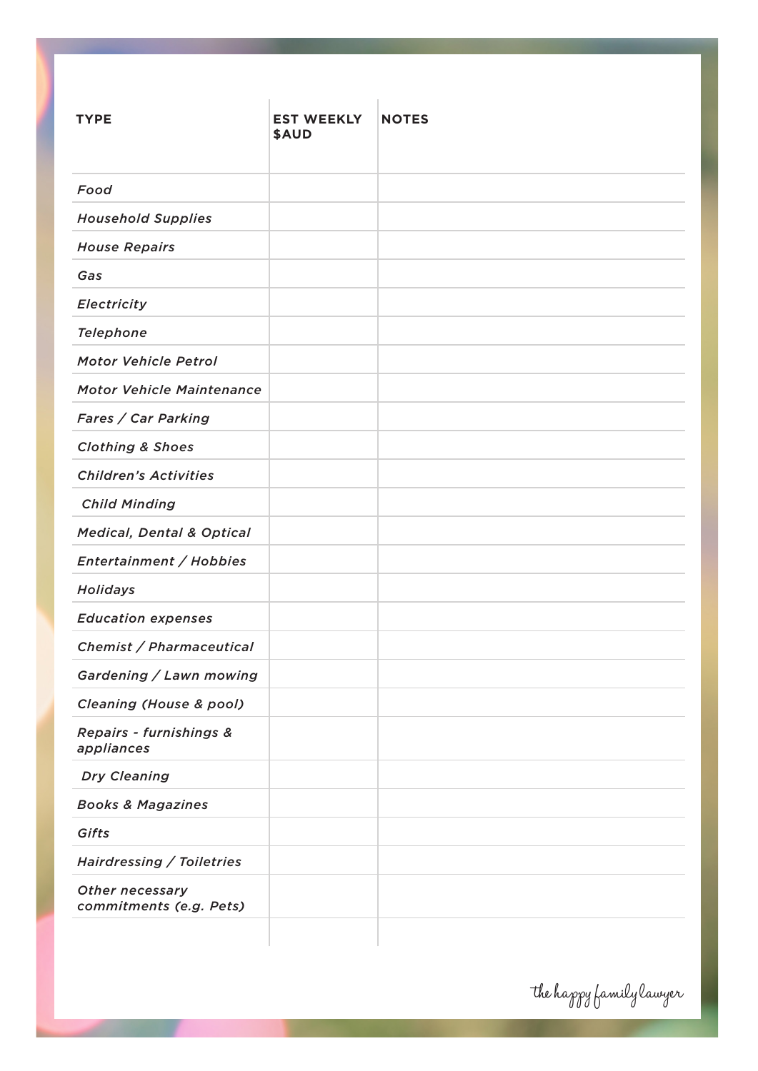| TYPE | EST WEEKLY $AUD | NOTES |
| --- | --- | --- |
| *Food* | | |
| *Household Supplies* | | |
| *House Repairs* | | |
| *Gas* | | |
| *Electricity* | | |
| *Telephone* | | |
| *Motor Vehicle Petrol* | | |
| *Motor Vehicle Maintenance* | | |
| *Fares / Car Parking* | | |
| *Clothing & Shoes* | | |
| *Children's Activities* | | |
| *Child Minding* | | |
| *Medical, Dental & Optical* | | |
| *Entertainment / Hobbies* | | |
| *Holidays* | | |
| *Education expenses* | | |
| *Chemist / Pharmaceutical* | | |
| *Gardening / Lawn mowing* | | |
| *Cleaning (House & pool)* | | |
| *Repairs - furnishings & appliances* | | |
| *Dry Cleaning* | | |
| *Books & Magazines* | | |
| *Gifts* | | |
| *Hairdressing / Toiletries* | | |
| *Other necessary commitments (e.g. Pets)* | | |
| | | |

the happy family lawyer